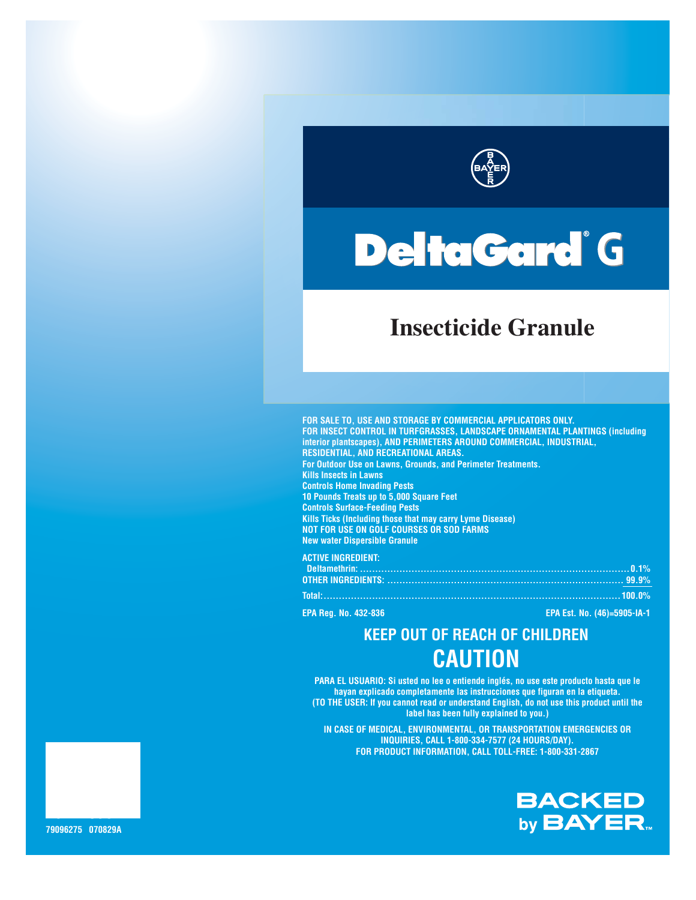BAYER

# DeltaGard® G

## Insecticide Granule

**FOR SALE TO, USE AND STORAGE BY COMMERCIAL APPLICATORS ONLY.**
**FOR INSECT CONTROL IN TURFGRASSES, LANDSCAPE ORNAMENTAL PLANTINGS (including interior plantscapes), AND PERIMETERS AROUND COMMERCIAL, INDUSTRIAL, RESIDENTIAL, AND RECREATIONAL AREAS.**
**For Outdoor Use on Lawns, Grounds, and Perimeter Treatments.**
**Kills Insects in Lawns**
**Controls Home Invading Pests**
**10 Pounds Treats up to 5,000 Square Feet**
**Controls Surface-Feeding Pests**
**Kills Ticks (Including those that may carry Lyme Disease)**
**NOT FOR USE ON GOLF COURSES OR SOD FARMS**
**New water Dispersible Granule**

**ACTIVE INGREDIENT:**

| | |
|---|---|
| Deltamethrin: | 0.1% |
| OTHER INGREDIENTS: | 99.9% |
| Total: | 100.0% |

**EPA Reg. No. 432-836** **EPA Est. No. (46)=5905-IA-1**

## KEEP OUT OF REACH OF CHILDREN

## CAUTION

**PARA EL USUARIO: Si usted no lee o entiende inglés, no use este producto hasta que le hayan explicado completamente las instrucciones que figuran en la etiqueta.**
**(TO THE USER: If you cannot read or understand English, do not use this product until the label has been fully explained to you.)**

**IN CASE OF MEDICAL, ENVIRONMENTAL, OR TRANSPORTATION EMERGENCIES OR INQUIRIES, CALL 1-800-334-7577 (24 HOURS/DAY).**
**FOR PRODUCT INFORMATION, CALL TOLL-FREE: 1-800-331-2867**

BACKED by BAYER™

79096275 070829A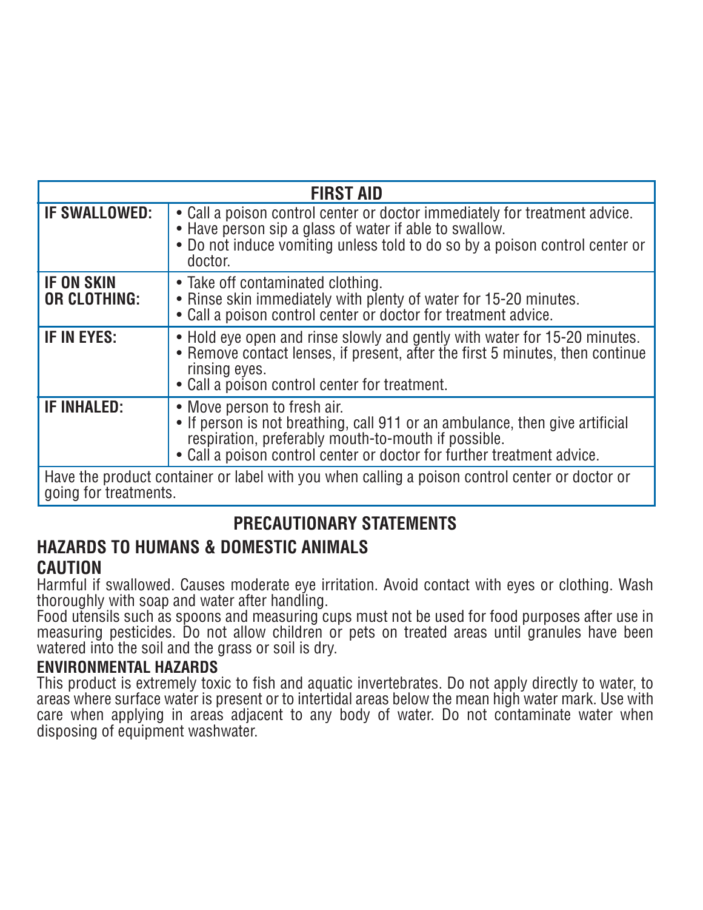| FIRST AID | |
|---|---|
| **IF SWALLOWED:** | • Call a poison control center or doctor immediately for treatment advice.<br>• Have person sip a glass of water if able to swallow.<br>• Do not induce vomiting unless told to do so by a poison control center or doctor. |
| **IF ON SKIN OR CLOTHING:** | • Take off contaminated clothing.<br>• Rinse skin immediately with plenty of water for 15-20 minutes.<br>• Call a poison control center or doctor for treatment advice. |
| **IF IN EYES:** | • Hold eye open and rinse slowly and gently with water for 15-20 minutes.<br>• Remove contact lenses, if present, after the first 5 minutes, then continue rinsing eyes.<br>• Call a poison control center for treatment. |
| **IF INHALED:** | • Move person to fresh air.<br>• If person is not breathing, call 911 or an ambulance, then give artificial respiration, preferably mouth-to-mouth if possible.<br>• Call a poison control center or doctor for further treatment advice. |
| Have the product container or label with you when calling a poison control center or doctor or going for treatments. | |

## PRECAUTIONARY STATEMENTS

### HAZARDS TO HUMANS & DOMESTIC ANIMALS

**CAUTION**

Harmful if swallowed. Causes moderate eye irritation. Avoid contact with eyes or clothing. Wash thoroughly with soap and water after handling.

Food utensils such as spoons and measuring cups must not be used for food purposes after use in measuring pesticides. Do not allow children or pets on treated areas until granules have been watered into the soil and the grass or soil is dry.

### ENVIRONMENTAL HAZARDS

This product is extremely toxic to fish and aquatic invertebrates. Do not apply directly to water, to areas where surface water is present or to intertidal areas below the mean high water mark. Use with care when applying in areas adjacent to any body of water. Do not contaminate water when disposing of equipment washwater.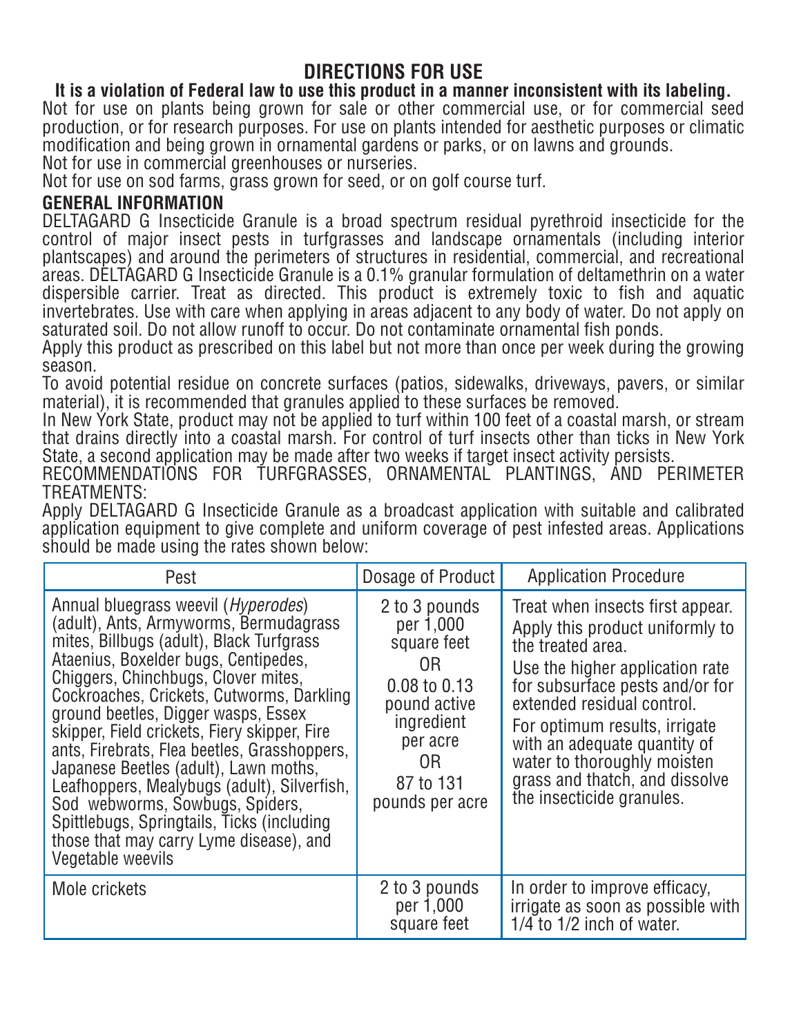# DIRECTIONS FOR USE

**It is a violation of Federal law to use this product in a manner inconsistent with its labeling.**

Not for use on plants being grown for sale or other commercial use, or for commercial seed production, or for research purposes. For use on plants intended for aesthetic purposes or climatic modification and being grown in ornamental gardens or parks, or on lawns and grounds.

Not for use in commercial greenhouses or nurseries.

Not for use on sod farms, grass grown for seed, or on golf course turf.

## GENERAL INFORMATION

DELTAGARD G Insecticide Granule is a broad spectrum residual pyrethroid insecticide for the control of major insect pests in turfgrasses and landscape ornamentals (including interior plantscapes) and around the perimeters of structures in residential, commercial, and recreational areas. DELTAGARD G Insecticide Granule is a 0.1% granular formulation of deltamethrin on a water dispersible carrier. Treat as directed. This product is extremely toxic to fish and aquatic invertebrates. Use with care when applying in areas adjacent to any body of water. Do not apply on saturated soil. Do not allow runoff to occur. Do not contaminate ornamental fish ponds.

Apply this product as prescribed on this label but not more than once per week during the growing season.

To avoid potential residue on concrete surfaces (patios, sidewalks, driveways, pavers, or similar material), it is recommended that granules applied to these surfaces be removed.

In New York State, product may not be applied to turf within 100 feet of a coastal marsh, or stream that drains directly into a coastal marsh. For control of turf insects other than ticks in New York State, a second application may be made after two weeks if target insect activity persists.

RECOMMENDATIONS FOR TURFGRASSES, ORNAMENTAL PLANTINGS, AND PERIMETER TREATMENTS:

Apply DELTAGARD G Insecticide Granule as a broadcast application with suitable and calibrated application equipment to give complete and uniform coverage of pest infested areas. Applications should be made using the rates shown below:

| Pest | Dosage of Product | Application Procedure |
|---|---|---|
| Annual bluegrass weevil (*Hyperodes*) (adult), Ants, Armyworms, Bermudagrass mites, Billbugs (adult), Black Turfgrass Ataenius, Boxelder bugs, Centipedes, Chiggers, Chinchbugs, Clover mites, Cockroaches, Crickets, Cutworms, Darkling ground beetles, Digger wasps, Essex skipper, Field crickets, Fiery skipper, Fire ants, Firebrats, Flea beetles, Grasshoppers, Japanese Beetles (adult), Lawn moths, Leafhoppers, Mealybugs (adult), Silverfish, Sod webworms, Sowbugs, Spiders, Spittlebugs, Springtails, Ticks (including those that may carry Lyme disease), and Vegetable weevils | 2 to 3 pounds per 1,000 square feet OR 0.08 to 0.13 pound active ingredient per acre OR 87 to 131 pounds per acre | Treat when insects first appear. Apply this product uniformly to the treated area. Use the higher application rate for subsurface pests and/or for extended residual control. For optimum results, irrigate with an adequate quantity of water to thoroughly moisten grass and thatch, and dissolve the insecticide granules. |
| Mole crickets | 2 to 3 pounds per 1,000 square feet | In order to improve efficacy, irrigate as soon as possible with 1/4 to 1/2 inch of water. |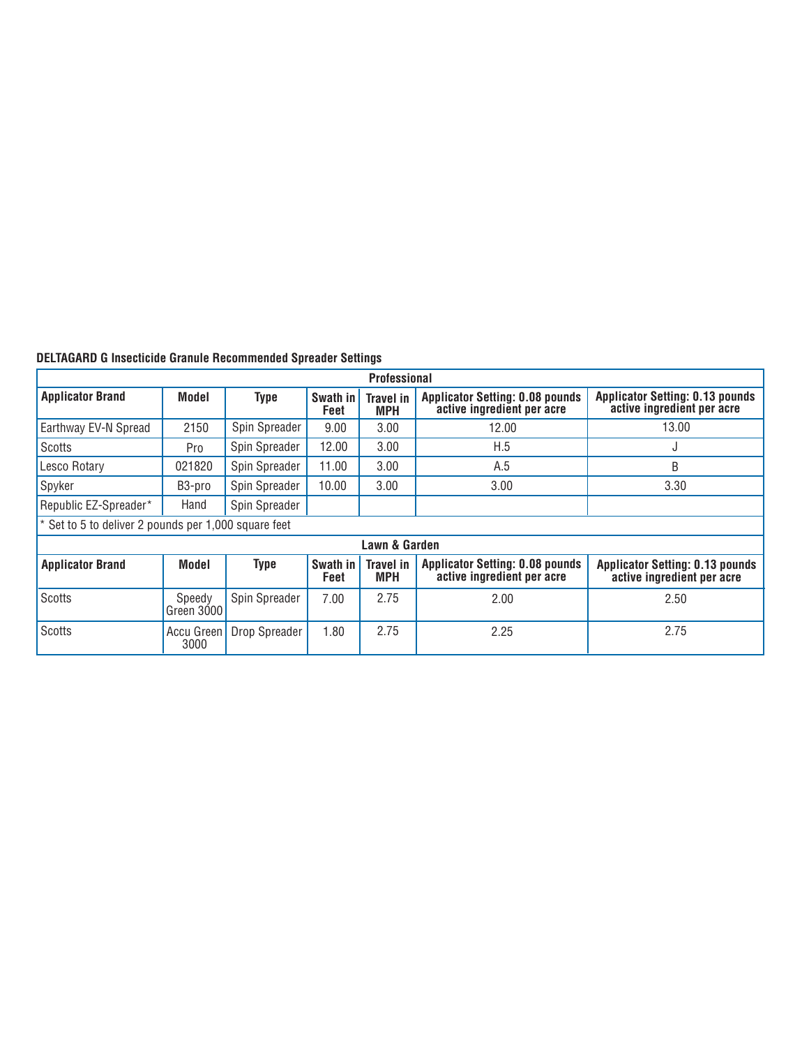**DELTAGARD G Insecticide Granule Recommended Spreader Settings**

| Professional | | | | | | |
|---|---|---|---|---|---|---|
| **Applicator Brand** | **Model** | **Type** | **Swath in Feet** | **Travel in MPH** | **Applicator Setting: 0.08 pounds active ingredient per acre** | **Applicator Setting: 0.13 pounds active ingredient per acre** |
| Earthway EV-N Spread | 2150 | Spin Spreader | 9.00 | 3.00 | 12.00 | 13.00 |
| Scotts | Pro | Spin Spreader | 12.00 | 3.00 | H.5 | J |
| Lesco Rotary | 021820 | Spin Spreader | 11.00 | 3.00 | A.5 | B |
| Spyker | B3-pro | Spin Spreader | 10.00 | 3.00 | 3.00 | 3.30 |
| Republic EZ-Spreader* | Hand | Spin Spreader | | | | |
| * Set to 5 to deliver 2 pounds per 1,000 square feet | | | | | | |
| **Lawn & Garden** | | | | | | |
| **Applicator Brand** | **Model** | **Type** | **Swath in Feet** | **Travel in MPH** | **Applicator Setting: 0.08 pounds active ingredient per acre** | **Applicator Setting: 0.13 pounds active ingredient per acre** |
| Scotts | Speedy Green 3000 | Spin Spreader | 7.00 | 2.75 | 2.00 | 2.50 |
| Scotts | Accu Green 3000 | Drop Spreader | 1.80 | 2.75 | 2.25 | 2.75 |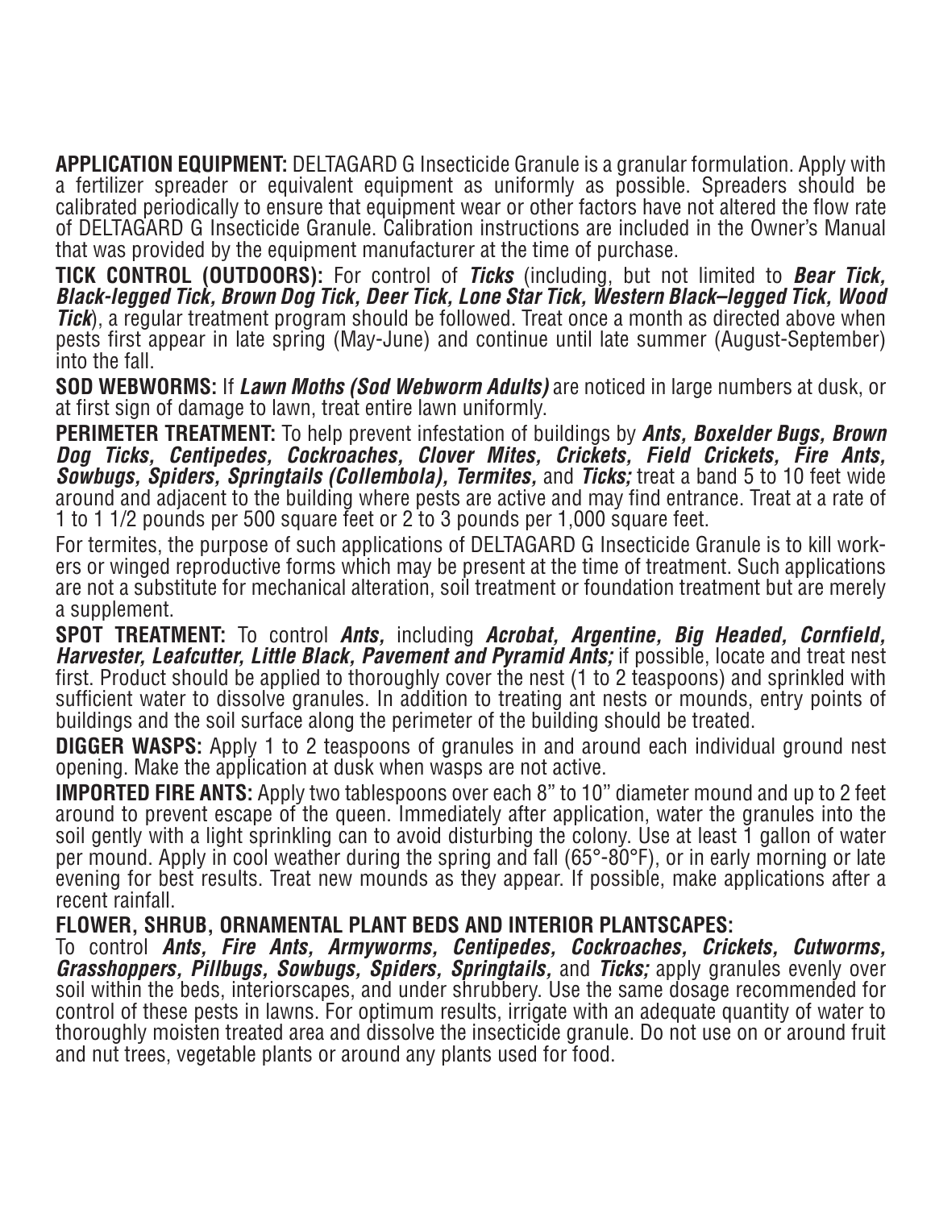**APPLICATION EQUIPMENT:** DELTAGARD G Insecticide Granule is a granular formulation. Apply with a fertilizer spreader or equivalent equipment as uniformly as possible. Spreaders should be calibrated periodically to ensure that equipment wear or other factors have not altered the flow rate of DELTAGARD G Insecticide Granule. Calibration instructions are included in the Owner's Manual that was provided by the equipment manufacturer at the time of purchase.

**TICK CONTROL (OUTDOORS):** For control of ***Ticks*** (including, but not limited to ***Bear Tick, Black-legged Tick, Brown Dog Tick, Deer Tick, Lone Star Tick, Western Black–legged Tick, Wood Tick***), a regular treatment program should be followed. Treat once a month as directed above when pests first appear in late spring (May-June) and continue until late summer (August-September) into the fall.

**SOD WEBWORMS:** If ***Lawn Moths (Sod Webworm Adults)*** are noticed in large numbers at dusk, or at first sign of damage to lawn, treat entire lawn uniformly.

**PERIMETER TREATMENT:** To help prevent infestation of buildings by ***Ants, Boxelder Bugs, Brown Dog Ticks, Centipedes, Cockroaches, Clover Mites, Crickets, Field Crickets, Fire Ants, Sowbugs, Spiders, Springtails (Collembola), Termites,*** and ***Ticks;*** treat a band 5 to 10 feet wide around and adjacent to the building where pests are active and may find entrance. Treat at a rate of 1 to 1 1/2 pounds per 500 square feet or 2 to 3 pounds per 1,000 square feet.

For termites, the purpose of such applications of DELTAGARD G Insecticide Granule is to kill workers or winged reproductive forms which may be present at the time of treatment. Such applications are not a substitute for mechanical alteration, soil treatment or foundation treatment but are merely a supplement.

**SPOT TREATMENT:** To control ***Ants,*** including ***Acrobat, Argentine, Big Headed, Cornfield, Harvester, Leafcutter, Little Black, Pavement and Pyramid Ants;*** if possible, locate and treat nest first. Product should be applied to thoroughly cover the nest (1 to 2 teaspoons) and sprinkled with sufficient water to dissolve granules. In addition to treating ant nests or mounds, entry points of buildings and the soil surface along the perimeter of the building should be treated.

**DIGGER WASPS:** Apply 1 to 2 teaspoons of granules in and around each individual ground nest opening. Make the application at dusk when wasps are not active.

**IMPORTED FIRE ANTS:** Apply two tablespoons over each 8" to 10" diameter mound and up to 2 feet around to prevent escape of the queen. Immediately after application, water the granules into the soil gently with a light sprinkling can to avoid disturbing the colony. Use at least 1 gallon of water per mound. Apply in cool weather during the spring and fall (65°-80°F), or in early morning or late evening for best results. Treat new mounds as they appear. If possible, make applications after a recent rainfall.

**FLOWER, SHRUB, ORNAMENTAL PLANT BEDS AND INTERIOR PLANTSCAPES:**

To control ***Ants, Fire Ants, Armyworms, Centipedes, Cockroaches, Crickets, Cutworms, Grasshoppers, Pillbugs, Sowbugs, Spiders, Springtails,*** and ***Ticks;*** apply granules evenly over soil within the beds, interiorscapes, and under shrubbery. Use the same dosage recommended for control of these pests in lawns. For optimum results, irrigate with an adequate quantity of water to thoroughly moisten treated area and dissolve the insecticide granule. Do not use on or around fruit and nut trees, vegetable plants or around any plants used for food.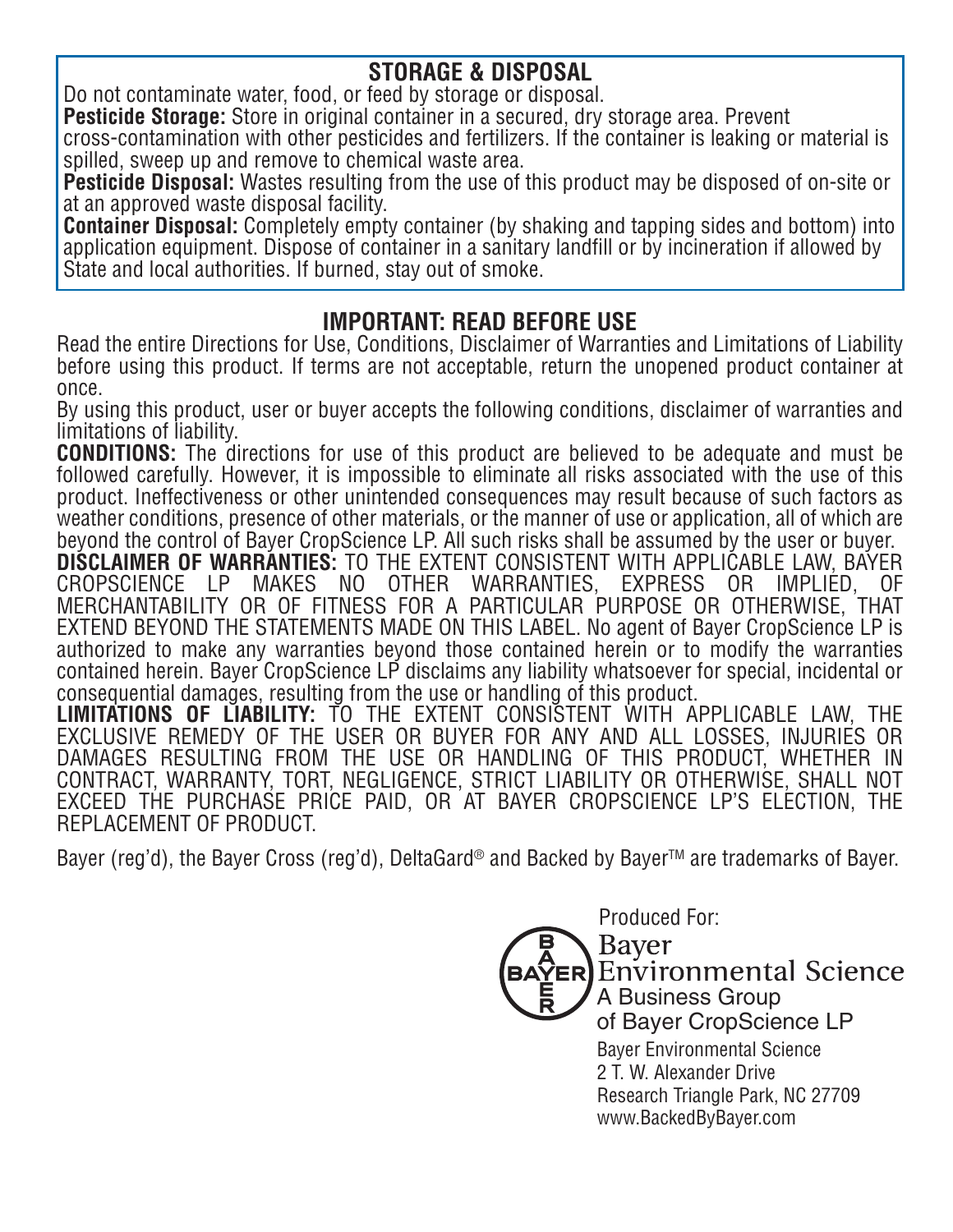## STORAGE & DISPOSAL

Do not contaminate water, food, or feed by storage or disposal.

**Pesticide Storage:** Store in original container in a secured, dry storage area. Prevent cross-contamination with other pesticides and fertilizers. If the container is leaking or material is spilled, sweep up and remove to chemical waste area.

**Pesticide Disposal:** Wastes resulting from the use of this product may be disposed of on-site or at an approved waste disposal facility.

**Container Disposal:** Completely empty container (by shaking and tapping sides and bottom) into application equipment. Dispose of container in a sanitary landfill or by incineration if allowed by State and local authorities. If burned, stay out of smoke.

## IMPORTANT: READ BEFORE USE

Read the entire Directions for Use, Conditions, Disclaimer of Warranties and Limitations of Liability before using this product. If terms are not acceptable, return the unopened product container at once.

By using this product, user or buyer accepts the following conditions, disclaimer of warranties and limitations of liability.

**CONDITIONS:** The directions for use of this product are believed to be adequate and must be followed carefully. However, it is impossible to eliminate all risks associated with the use of this product. Ineffectiveness or other unintended consequences may result because of such factors as weather conditions, presence of other materials, or the manner of use or application, all of which are beyond the control of Bayer CropScience LP. All such risks shall be assumed by the user or buyer.

**DISCLAIMER OF WARRANTIES:** TO THE EXTENT CONSISTENT WITH APPLICABLE LAW, BAYER CROPSCIENCE LP MAKES NO OTHER WARRANTIES, EXPRESS OR IMPLIED, OF MERCHANTABILITY OR OF FITNESS FOR A PARTICULAR PURPOSE OR OTHERWISE, THAT EXTEND BEYOND THE STATEMENTS MADE ON THIS LABEL. No agent of Bayer CropScience LP is authorized to make any warranties beyond those contained herein or to modify the warranties contained herein. Bayer CropScience LP disclaims any liability whatsoever for special, incidental or consequential damages, resulting from the use or handling of this product.

**LIMITATIONS OF LIABILITY:** TO THE EXTENT CONSISTENT WITH APPLICABLE LAW, THE EXCLUSIVE REMEDY OF THE USER OR BUYER FOR ANY AND ALL LOSSES, INJURIES OR DAMAGES RESULTING FROM THE USE OR HANDLING OF THIS PRODUCT, WHETHER IN CONTRACT, WARRANTY, TORT, NEGLIGENCE, STRICT LIABILITY OR OTHERWISE, SHALL NOT EXCEED THE PURCHASE PRICE PAID, OR AT BAYER CROPSCIENCE LP'S ELECTION, THE REPLACEMENT OF PRODUCT.

Bayer (reg'd), the Bayer Cross (reg'd), DeltaGard® and Backed by Bayer™ are trademarks of Bayer.

Produced For:
Bayer
Environmental Science
A Business Group
of Bayer CropScience LP

Bayer Environmental Science
2 T. W. Alexander Drive
Research Triangle Park, NC 27709
www.BackedByBayer.com